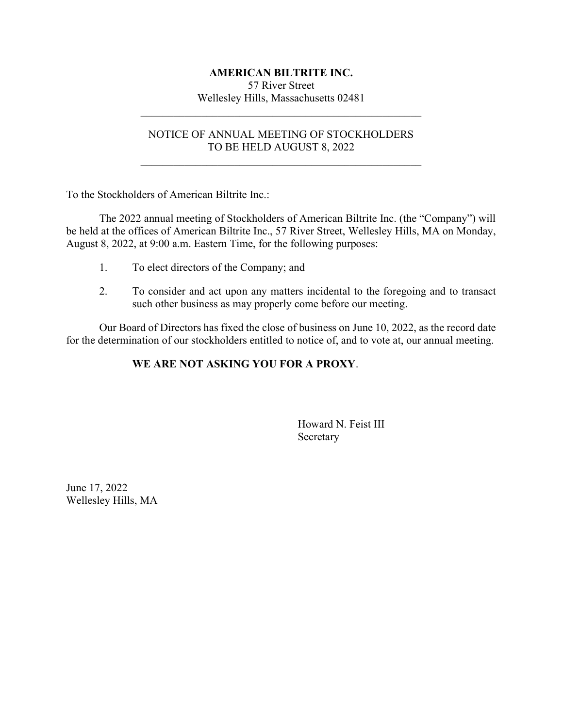# AMERICAN BILTRITE INC.

57 River Street
Wellesley Hills, Massachusetts 02481

---

## NOTICE OF ANNUAL MEETING OF STOCKHOLDERS TO BE HELD AUGUST 8, 2022

---

To the Stockholders of American Biltrite Inc.:

The 2022 annual meeting of Stockholders of American Biltrite Inc. (the "Company") will be held at the offices of American Biltrite Inc., 57 River Street, Wellesley Hills, MA on Monday, August 8, 2022, at 9:00 a.m. Eastern Time, for the following purposes:

1. To elect directors of the Company; and
2. To consider and act upon any matters incidental to the foregoing and to transact such other business as may properly come before our meeting.

Our Board of Directors has fixed the close of business on June 10, 2022, as the record date for the determination of our stockholders entitled to notice of, and to vote at, our annual meeting.

**WE ARE NOT ASKING YOU FOR A PROXY**.

Howard N. Feist III
Secretary

June 17, 2022
Wellesley Hills, MA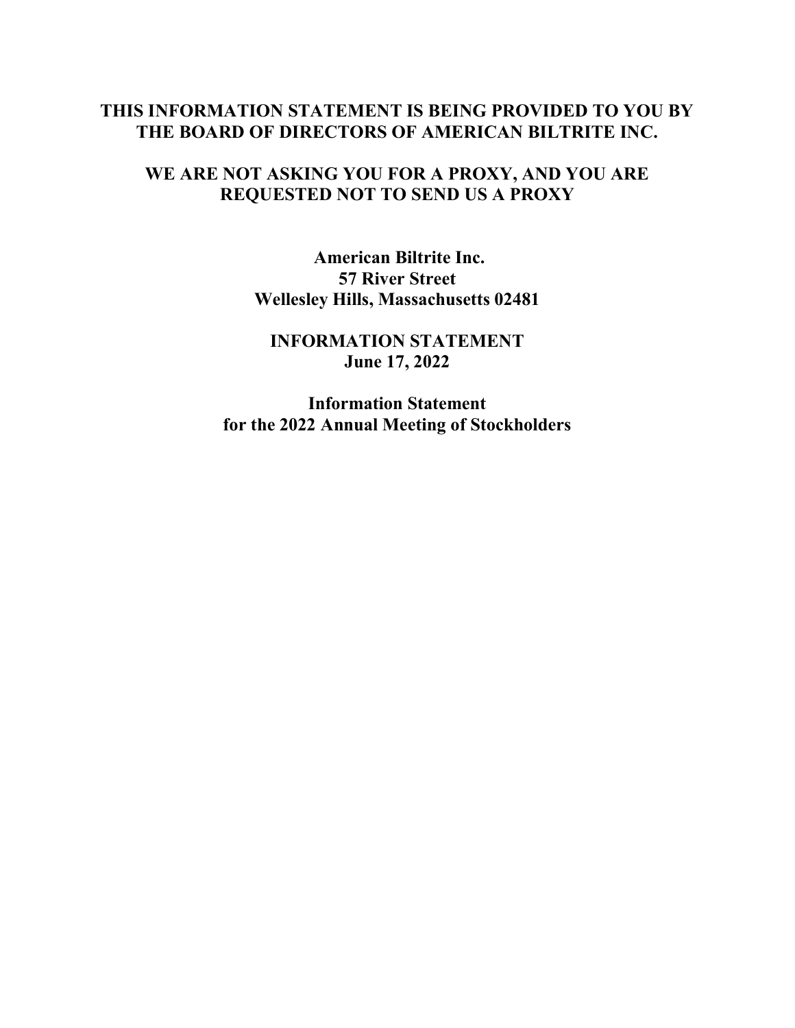**THIS INFORMATION STATEMENT IS BEING PROVIDED TO YOU BY THE BOARD OF DIRECTORS OF AMERICAN BILTRITE INC.**

**WE ARE NOT ASKING YOU FOR A PROXY, AND YOU ARE REQUESTED NOT TO SEND US A PROXY**

**American Biltrite Inc.**
**57 River Street**
**Wellesley Hills, Massachusetts 02481**

**INFORMATION STATEMENT**
**June 17, 2022**

**Information Statement**
**for the 2022 Annual Meeting of Stockholders**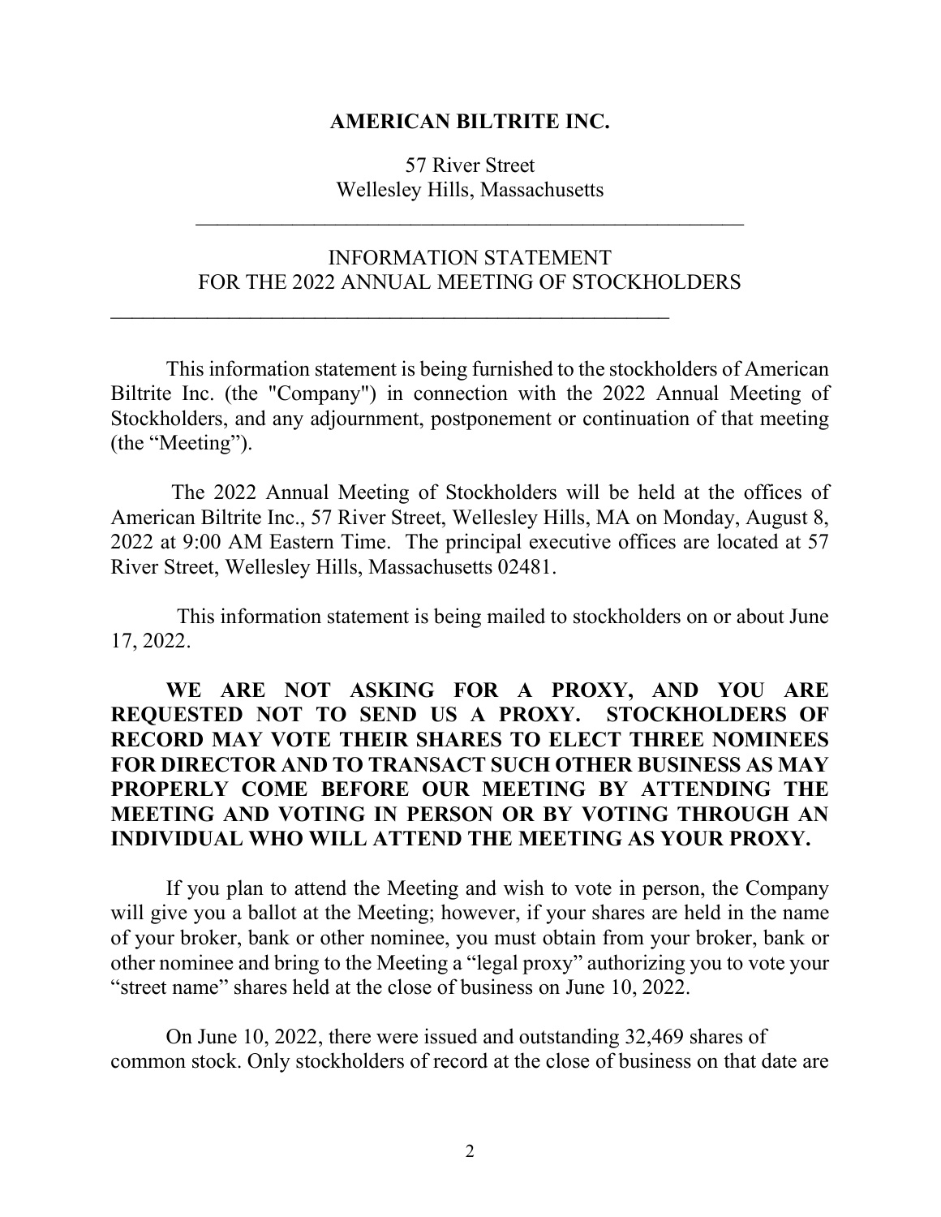**AMERICAN BILTRITE INC.**

57 River Street
Wellesley Hills, Massachusetts

---

INFORMATION STATEMENT
FOR THE 2022 ANNUAL MEETING OF STOCKHOLDERS

---

This information statement is being furnished to the stockholders of American Biltrite Inc. (the "Company") in connection with the 2022 Annual Meeting of Stockholders, and any adjournment, postponement or continuation of that meeting (the "Meeting").

The 2022 Annual Meeting of Stockholders will be held at the offices of American Biltrite Inc., 57 River Street, Wellesley Hills, MA on Monday, August 8, 2022 at 9:00 AM Eastern Time. The principal executive offices are located at 57 River Street, Wellesley Hills, Massachusetts 02481.

This information statement is being mailed to stockholders on or about June 17, 2022.

**WE ARE NOT ASKING FOR A PROXY, AND YOU ARE REQUESTED NOT TO SEND US A PROXY. STOCKHOLDERS OF RECORD MAY VOTE THEIR SHARES TO ELECT THREE NOMINEES FOR DIRECTOR AND TO TRANSACT SUCH OTHER BUSINESS AS MAY PROPERLY COME BEFORE OUR MEETING BY ATTENDING THE MEETING AND VOTING IN PERSON OR BY VOTING THROUGH AN INDIVIDUAL WHO WILL ATTEND THE MEETING AS YOUR PROXY.**

If you plan to attend the Meeting and wish to vote in person, the Company will give you a ballot at the Meeting; however, if your shares are held in the name of your broker, bank or other nominee, you must obtain from your broker, bank or other nominee and bring to the Meeting a "legal proxy" authorizing you to vote your "street name" shares held at the close of business on June 10, 2022.

On June 10, 2022, there were issued and outstanding 32,469 shares of common stock. Only stockholders of record at the close of business on that date are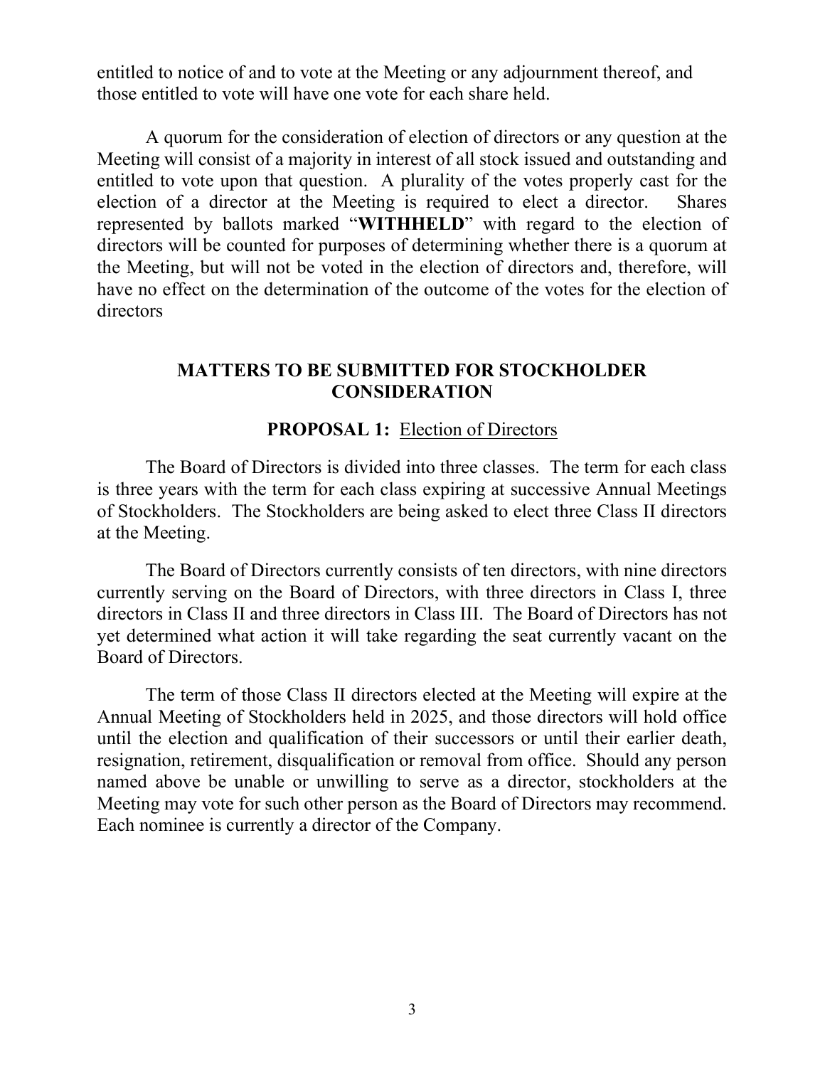entitled to notice of and to vote at the Meeting or any adjournment thereof, and those entitled to vote will have one vote for each share held.

A quorum for the consideration of election of directors or any question at the Meeting will consist of a majority in interest of all stock issued and outstanding and entitled to vote upon that question. A plurality of the votes properly cast for the election of a director at the Meeting is required to elect a director. Shares represented by ballots marked "**WITHHELD**" with regard to the election of directors will be counted for purposes of determining whether there is a quorum at the Meeting, but will not be voted in the election of directors and, therefore, will have no effect on the determination of the outcome of the votes for the election of directors

## MATTERS TO BE SUBMITTED FOR STOCKHOLDER CONSIDERATION

### PROPOSAL 1: Election of Directors

The Board of Directors is divided into three classes. The term for each class is three years with the term for each class expiring at successive Annual Meetings of Stockholders. The Stockholders are being asked to elect three Class II directors at the Meeting.

The Board of Directors currently consists of ten directors, with nine directors currently serving on the Board of Directors, with three directors in Class I, three directors in Class II and three directors in Class III. The Board of Directors has not yet determined what action it will take regarding the seat currently vacant on the Board of Directors.

The term of those Class II directors elected at the Meeting will expire at the Annual Meeting of Stockholders held in 2025, and those directors will hold office until the election and qualification of their successors or until their earlier death, resignation, retirement, disqualification or removal from office. Should any person named above be unable or unwilling to serve as a director, stockholders at the Meeting may vote for such other person as the Board of Directors may recommend. Each nominee is currently a director of the Company.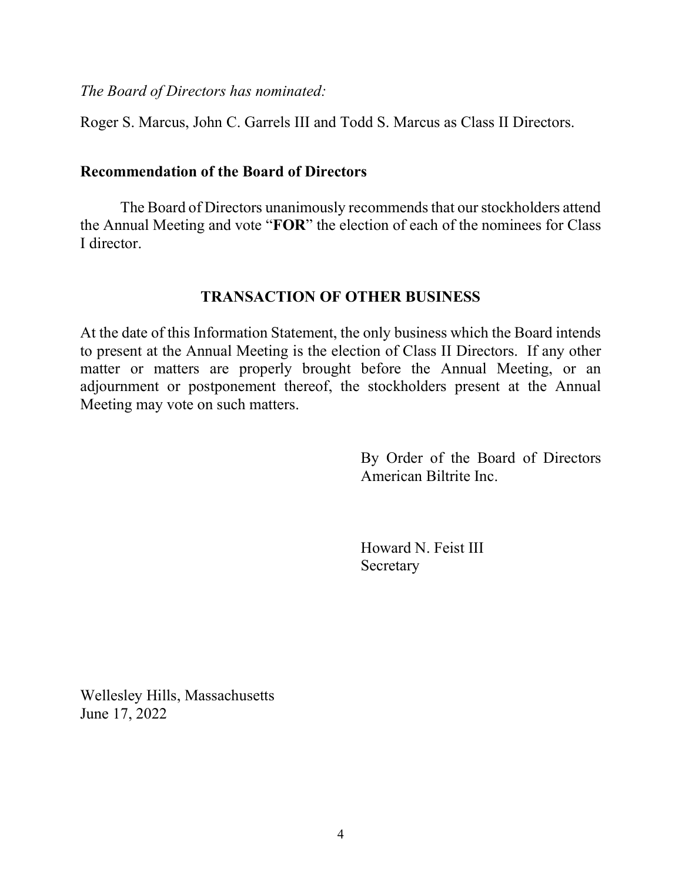*The Board of Directors has nominated:*

Roger S. Marcus, John C. Garrels III and Todd S. Marcus as Class II Directors.

**Recommendation of the Board of Directors**

The Board of Directors unanimously recommends that our stockholders attend the Annual Meeting and vote "**FOR**" the election of each of the nominees for Class I director.

## TRANSACTION OF OTHER BUSINESS

At the date of this Information Statement, the only business which the Board intends to present at the Annual Meeting is the election of Class II Directors. If any other matter or matters are properly brought before the Annual Meeting, or an adjournment or postponement thereof, the stockholders present at the Annual Meeting may vote on such matters.

By Order of the Board of Directors
American Biltrite Inc.

Howard N. Feist III
Secretary

Wellesley Hills, Massachusetts
June 17, 2022